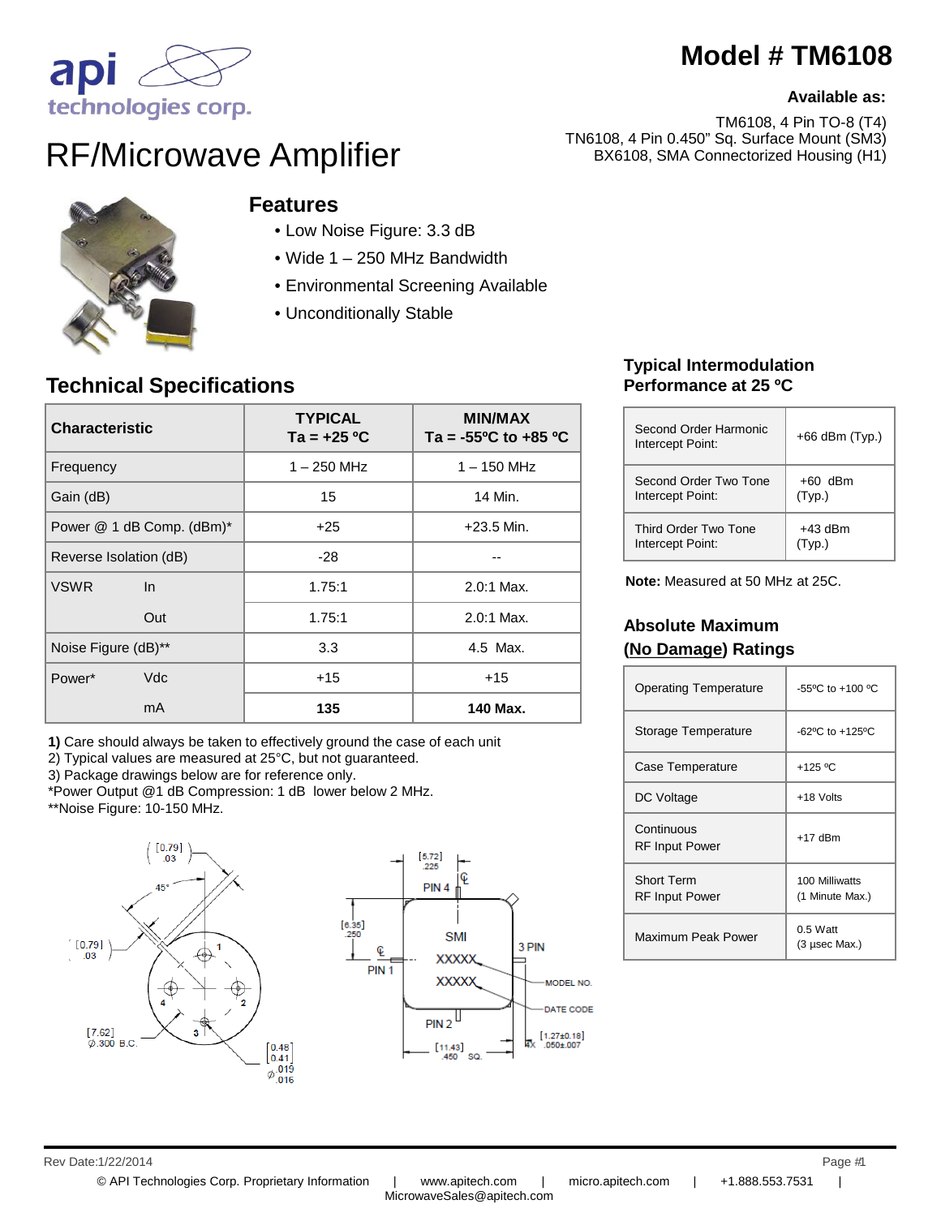api technologies corp.

# Model # TM6108

**Available as:**

TM6108, 4 Pin TO-8 (T4)
TN6108, 4 Pin 0.450" Sq. Surface Mount (SM3)
BX6108, SMA Connectorized Housing (H1)

# RF/Microwave Amplifier

## Features

- Low Noise Figure: 3.3 dB
- Wide 1 – 250 MHz Bandwidth
- Environmental Screening Available
- Unconditionally Stable

## Technical Specifications

| Characteristic | | TYPICAL Ta = +25 ºC | MIN/MAX Ta = -55ºC to +85 ºC |
|---|---|---|---|
| Frequency | | 1 – 250 MHz | 1 – 150 MHz |
| Gain (dB) | | 15 | 14 Min. |
| Power @ 1 dB Comp. (dBm)* | | +25 | +23.5 Min. |
| Reverse Isolation (dB) | | -28 | -- |
| VSWR | In | 1.75:1 | 2.0:1 Max. |
| | Out | 1.75:1 | 2.0:1 Max. |
| Noise Figure (dB)** | | 3.3 | 4.5 Max. |
| Power* | Vdc | +15 | +15 |
| | mA | **135** | **140 Max.** |

**1)** Care should always be taken to effectively ground the case of each unit
2) Typical values are measured at 25°C, but not guaranteed.
3) Package drawings below are for reference only.
*Power Output @1 dB Compression: 1 dB lower below 2 MHz.
**Noise Figure: 10-150 MHz.

## Typical Intermodulation Performance at 25 ºC

| | |
|---|---|
| Second Order Harmonic Intercept Point: | +66 dBm (Typ.) |
| Second Order Two Tone Intercept Point: | +60 dBm (Typ.) |
| Third Order Two Tone Intercept Point: | +43 dBm (Typ.) |

**Note:** Measured at 50 MHz at 25C.

## Absolute Maximum (No Damage) Ratings

| | |
|---|---|
| Operating Temperature | -55ºC to +100 ºC |
| Storage Temperature | -62ºC to +125ºC |
| Case Temperature | +125 ºC |
| DC Voltage | +18 Volts |
| Continuous RF Input Power | +17 dBm |
| Short Term RF Input Power | 100 Milliwatts (1 Minute Max.) |
| Maximum Peak Power | 0.5 Watt (3 µsec Max.) |

[0.79] .03; 45°; [0.79] .03; [7.62] Ø.300 B.C.; [0.48] [0.41] Ø .019 .016; 1; 2; 3; 4

[5.72] .225; PIN 4; [6.35] .250; PIN 1; SMI XXXXX XXXXX; 3 PIN; MODEL NO.; DATE CODE; PIN 2; [11.43] .450 SQ.; [1.27±0.18] 4X .050±.007

Rev Date:1/22/2014

© API Technologies Corp. Proprietary Information | www.apitech.com | micro.apitech.com | +1.888.553.7531 | MicrowaveSales@apitech.com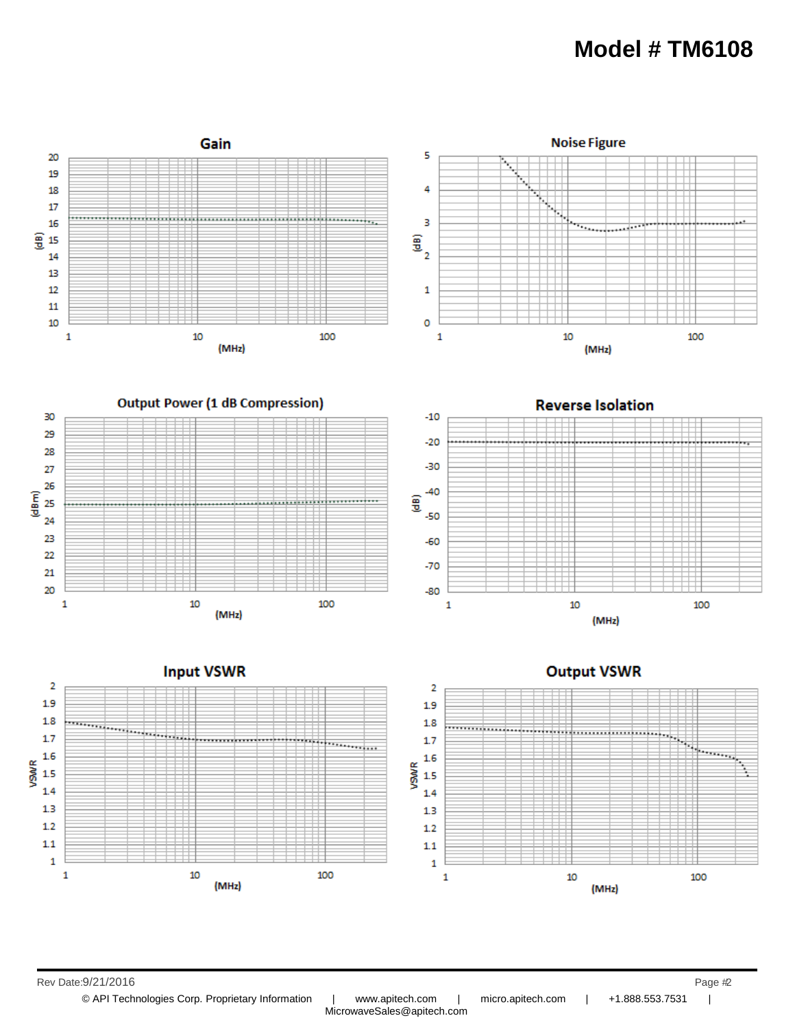# Model # TM6108

## Gain

(dB) vs (MHz)

## Noise Figure

(dB) vs (MHz)

## Output Power (1 dB Compression)

(dBm) vs (MHz)

## Reverse Isolation

(dB) vs (MHz)

## Input VSWR

VSWR vs (MHz)

## Output VSWR

VSWR vs (MHz)

Rev Date:9/21/2016

© API Technologies Corp. Proprietary Information | www.apitech.com | micro.apitech.com | +1.888.553.7531 | MicrowaveSales@apitech.com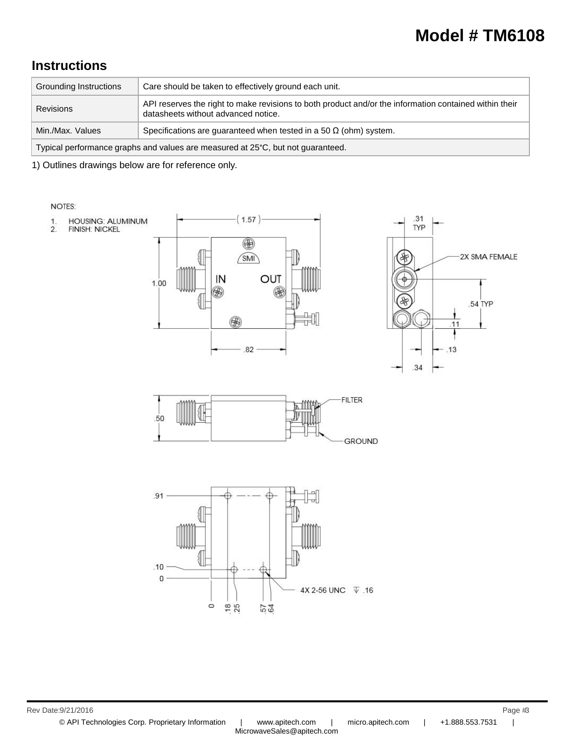# Model # TM6108

## Instructions

| | |
|---|---|
| Grounding Instructions | Care should be taken to effectively ground each unit. |
| Revisions | API reserves the right to make revisions to both product and/or the information contained within their datasheets without advanced notice. |
| Min./Max. Values | Specifications are guaranteed when tested in a 50 Ω (ohm) system. |
| Typical performance graphs and values are measured at 25°C, but not guaranteed. | |

1) Outlines drawings below are for reference only.

NOTES:

1. HOUSING: ALUMINUM
2. FINISH: NICKEL

(1.57)
1.00
.82
SMI
IN
OUT
.31
TYP
2X SMA FEMALE
.54 TYP
.11
.13
.34
.50
FILTER
GROUND
.91
.10
0
0
.18
.25
.57
.64
4X 2-56 UNC ↧ .16